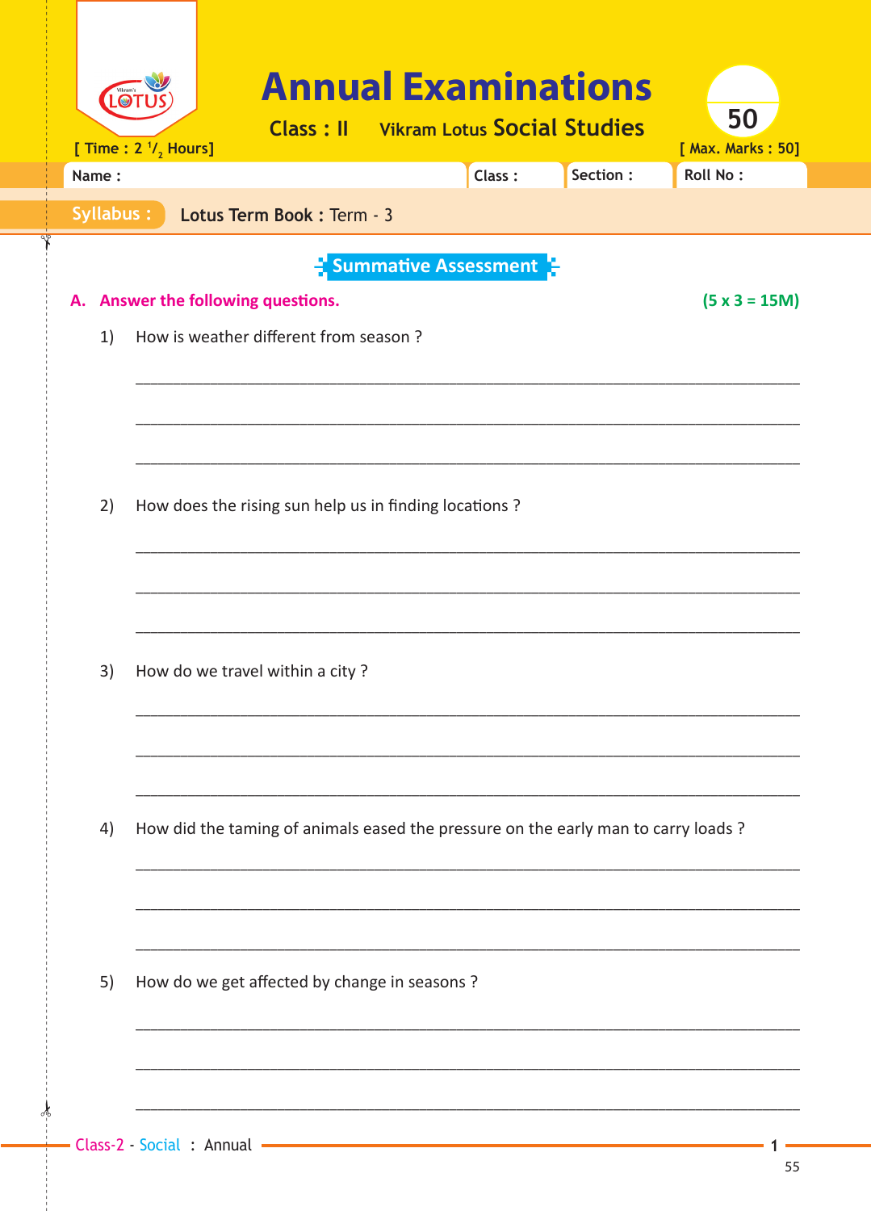# Annual Examinations

**Class : II** Vikram Lotus **Social Studies**

[ Time : 2 ½ Hours] [ Max. Marks : 50]

50

| Name : | Class : | Section : | Roll No : |
|---|---|---|---|

**Syllabus :** Lotus Term Book : Term - 3

## Summative Assessment

**A. Answer the following questions.** **(5 x 3 = 15M)**

1) How is weather different from season ?

______________________________________________________________________

______________________________________________________________________

______________________________________________________________________

2) How does the rising sun help us in finding locations ?

______________________________________________________________________

______________________________________________________________________

______________________________________________________________________

3) How do we travel within a city ?

______________________________________________________________________

______________________________________________________________________

______________________________________________________________________

4) How did the taming of animals eased the pressure on the early man to carry loads ?

______________________________________________________________________

______________________________________________________________________

______________________________________________________________________

5) How do we get affected by change in seasons ?

______________________________________________________________________

______________________________________________________________________

______________________________________________________________________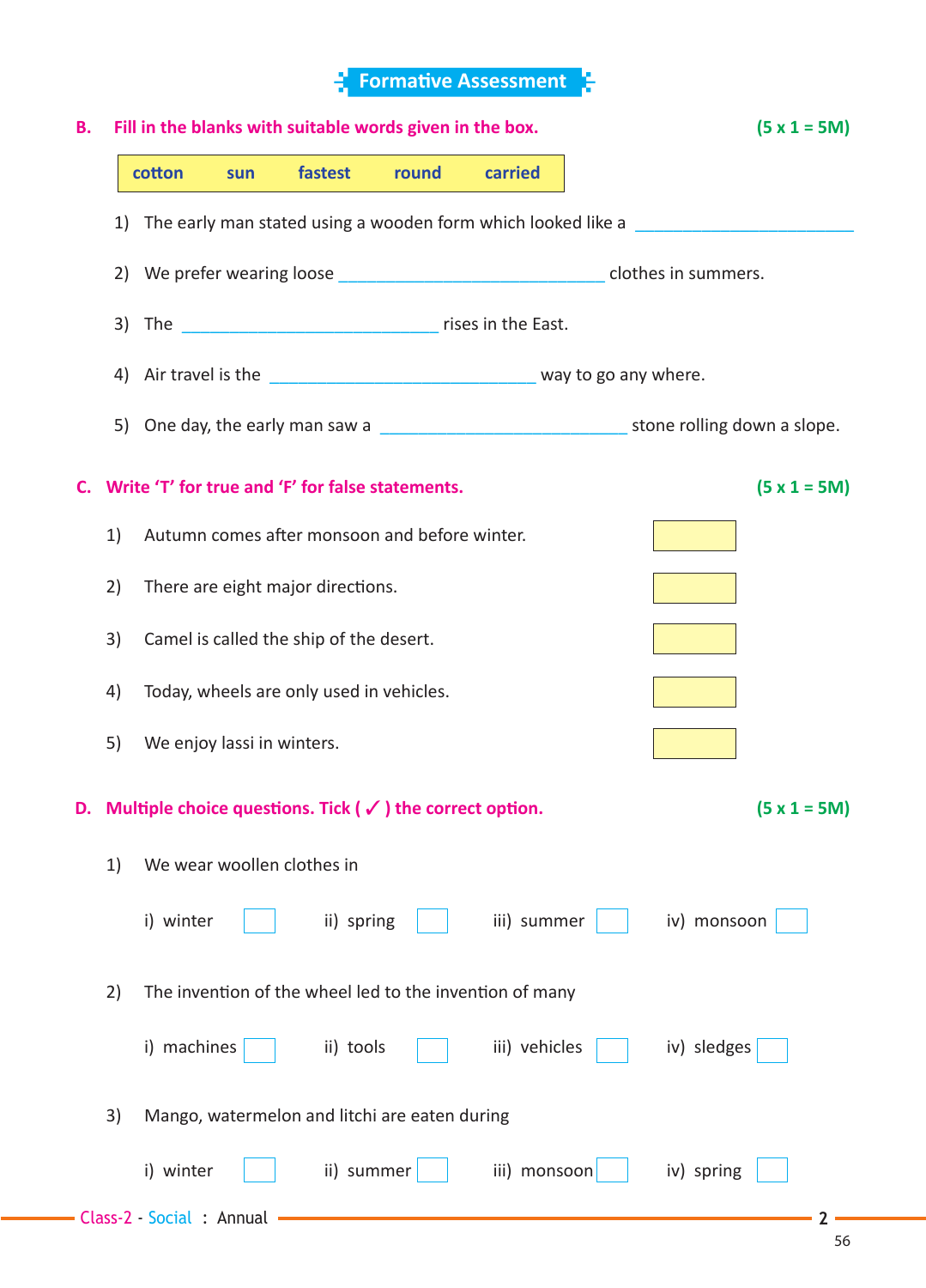## Formative Assessment

**B. Fill in the blanks with suitable words given in the box.** **(5 x 1 = 5M)**

| cotton | sun | fastest | round | carried |
|---|---|---|---|---|

1) The early man stated using a wooden form which looked like a ______________________

2) We prefer wearing loose ____________________________ clothes in summers.

3) The ___________________________ rises in the East.

4) Air travel is the ____________________________ way to go any where.

5) One day, the early man saw a __________________________ stone rolling down a slope.

**C. Write 'T' for true and 'F' for false statements.** **(5 x 1 = 5M)**

1) Autumn comes after monsoon and before winter. [ ]

2) There are eight major directions. [ ]

3) Camel is called the ship of the desert. [ ]

4) Today, wheels are only used in vehicles. [ ]

5) We enjoy lassi in winters. [ ]

**D. Multiple choice questions. Tick ( ✓ ) the correct option.** **(5 x 1 = 5M)**

1) We wear woollen clothes in

   i) winter [ ]   ii) spring [ ]   iii) summer [ ]   iv) monsoon [ ]

2) The invention of the wheel led to the invention of many

   i) machines [ ]   ii) tools [ ]   iii) vehicles [ ]   iv) sledges [ ]

3) Mango, watermelon and litchi are eaten during

   i) winter [ ]   ii) summer [ ]   iii) monsoon [ ]   iv) spring [ ]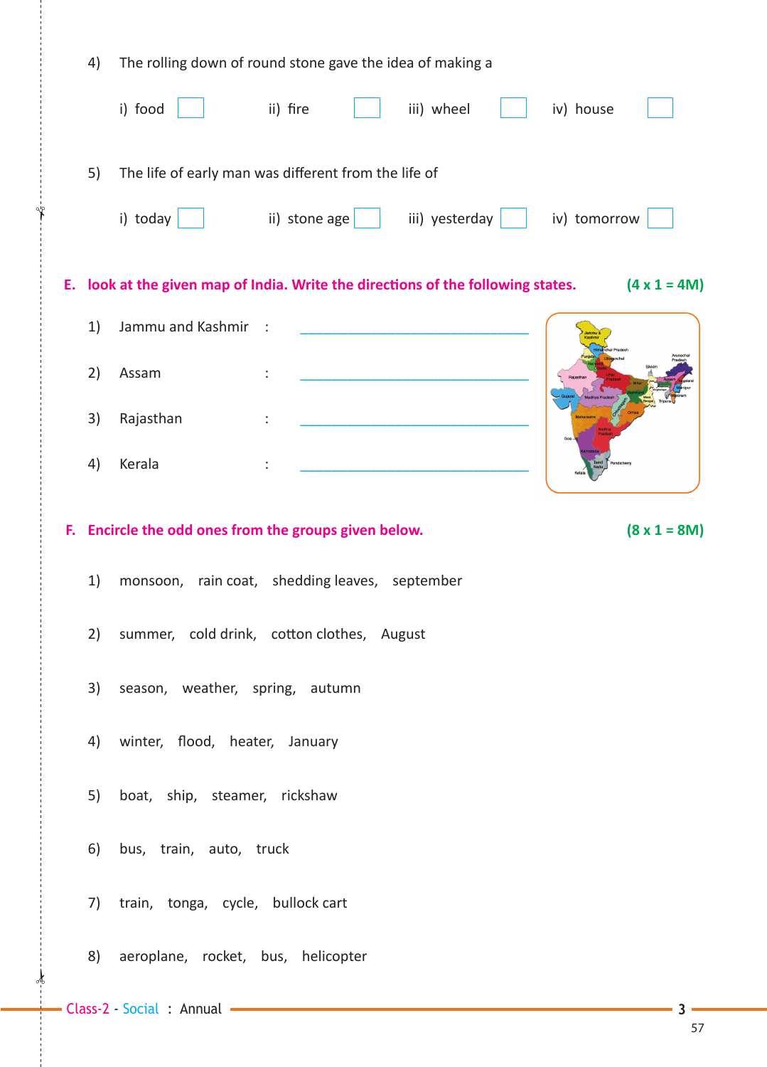4) The rolling down of round stone gave the idea of making a

i) food ☐ ii) fire ☐ iii) wheel ☐ iv) house ☐

5) The life of early man was different from the life of

i) today ☐ ii) stone age ☐ iii) yesterday ☐ iv) tomorrow ☐

**E. look at the given map of India. Write the directions of the following states.** **(4 x 1 = 4M)**

1) Jammu and Kashmir : ______________________________

2) Assam : ______________________________

3) Rajasthan : ______________________________

4) Kerala : ______________________________

**F. Encircle the odd ones from the groups given below.** **(8 x 1 = 8M)**

1) monsoon, rain coat, shedding leaves, september

2) summer, cold drink, cotton clothes, August

3) season, weather, spring, autumn

4) winter, flood, heater, January

5) boat, ship, steamer, rickshaw

6) bus, train, auto, truck

7) train, tonga, cycle, bullock cart

8) aeroplane, rocket, bus, helicopter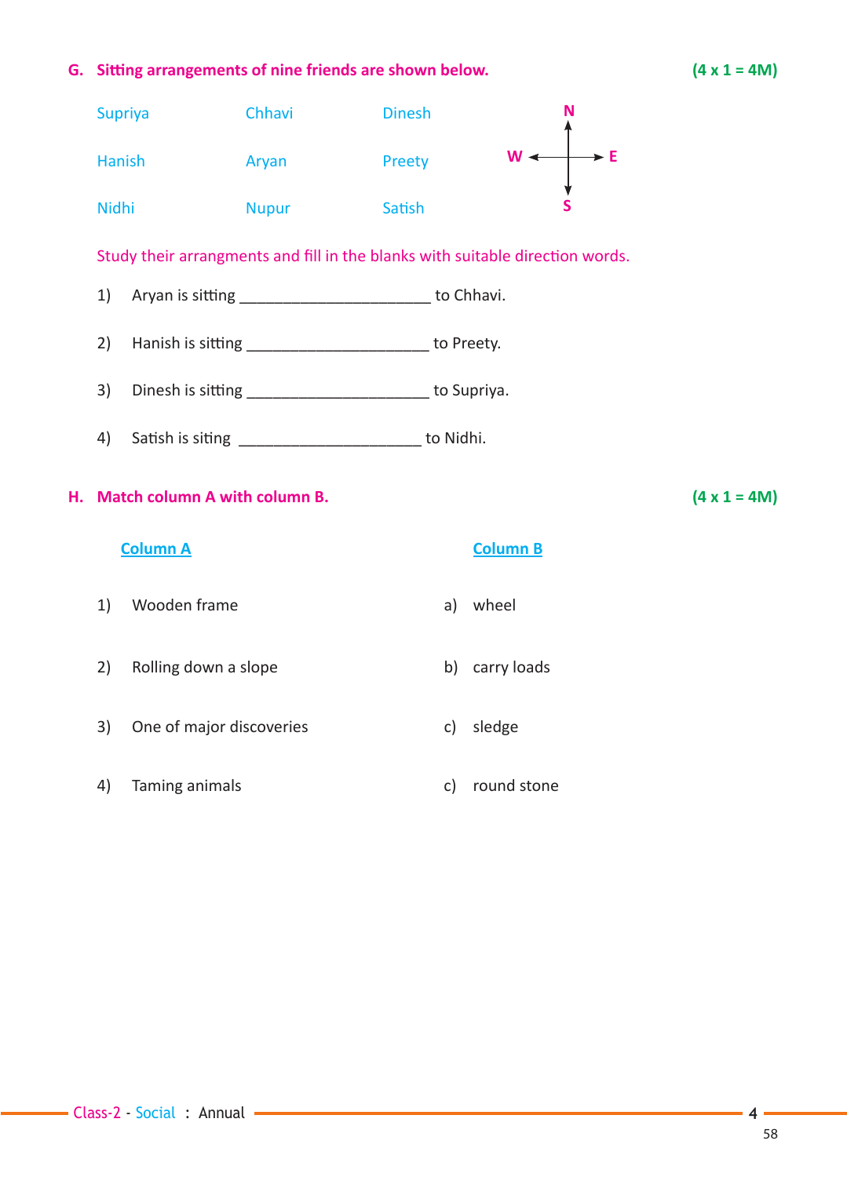**G. Sitting arrangements of nine friends are shown below.** **(4 x 1 = 4M)**

| | | |
|---|---|---|
| Supriya | Chhavi | Dinesh |
| Hanish | Aryan | Preety |
| Nidhi | Nupur | Satish |

N

W E

S

Study their arrangments and fill in the blanks with suitable direction words.

1) Aryan is sitting ______________________ to Chhavi.

2) Hanish is sitting ______________________ to Preety.

3) Dinesh is sitting ______________________ to Supriya.

4) Satish is siting ______________________ to Nidhi.

**H. Match column A with column B.** **(4 x 1 = 4M)**

| Column A | Column B |
|---|---|
| 1) Wooden frame | a) wheel |
| 2) Rolling down a slope | b) carry loads |
| 3) One of major discoveries | c) sledge |
| 4) Taming animals | c) round stone |

Class-2 - Social : Annual